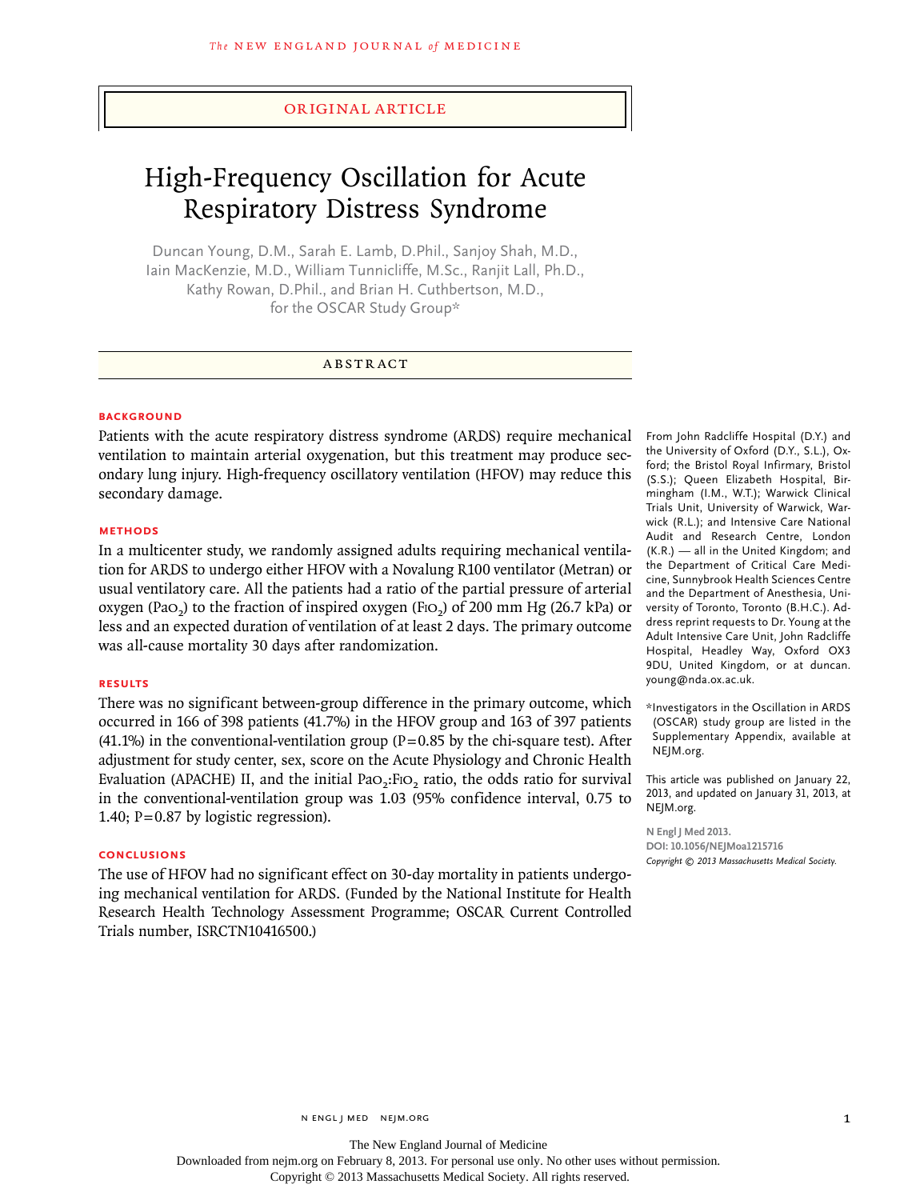ORIGINAL ARTICLE

# High-Frequency Oscillation for Acute Respiratory Distress Syndrome

Duncan Young, D.M., Sarah E. Lamb, D.Phil., Sanjoy Shah, M.D., Iain MacKenzie, M.D., William Tunnicliffe, M.Sc., Ranjit Lall, Ph.D., Kathy Rowan, D.Phil., and Brian H. Cuthbertson, M.D., for the OSCAR Study Group*

## ABSTRACT

### BACKGROUND

Patients with the acute respiratory distress syndrome (ARDS) require mechanical ventilation to maintain arterial oxygenation, but this treatment may produce secondary lung injury. High-frequency oscillatory ventilation (HFOV) may reduce this secondary damage.

### METHODS

In a multicenter study, we randomly assigned adults requiring mechanical ventilation for ARDS to undergo either HFOV with a Novalung R100 ventilator (Metran) or usual ventilatory care. All the patients had a ratio of the partial pressure of arterial oxygen ($PaO_2$) to the fraction of inspired oxygen ($FiO_2$) of 200 mm Hg (26.7 kPa) or less and an expected duration of ventilation of at least 2 days. The primary outcome was all-cause mortality 30 days after randomization.

### RESULTS

There was no significant between-group difference in the primary outcome, which occurred in 166 of 398 patients (41.7%) in the HFOV group and 163 of 397 patients (41.1%) in the conventional-ventilation group (P=0.85 by the chi-square test). After adjustment for study center, sex, score on the Acute Physiology and Chronic Health Evaluation (APACHE) II, and the initial $PaO_2$:$FiO_2$ ratio, the odds ratio for survival in the conventional-ventilation group was 1.03 (95% confidence interval, 0.75 to 1.40; P=0.87 by logistic regression).

### CONCLUSIONS

The use of HFOV had no significant effect on 30-day mortality in patients undergoing mechanical ventilation for ARDS. (Funded by the National Institute for Health Research Health Technology Assessment Programme; OSCAR Current Controlled Trials number, ISRCTN10416500.)

From John Radcliffe Hospital (D.Y.) and the University of Oxford (D.Y., S.L.), Oxford; the Bristol Royal Infirmary, Bristol (S.S.); Queen Elizabeth Hospital, Birmingham (I.M., W.T.); Warwick Clinical Trials Unit, University of Warwick, Warwick (R.L.); and Intensive Care National Audit and Research Centre, London (K.R.) — all in the United Kingdom; and the Department of Critical Care Medicine, Sunnybrook Health Sciences Centre and the Department of Anesthesia, University of Toronto, Toronto (B.H.C.). Address reprint requests to Dr. Young at the Adult Intensive Care Unit, John Radcliffe Hospital, Headley Way, Oxford OX3 9DU, United Kingdom, or at duncan.young@nda.ox.ac.uk.

*Investigators in the Oscillation in ARDS (OSCAR) study group are listed in the Supplementary Appendix, available at NEJM.org.

This article was published on January 22, 2013, and updated on January 31, 2013, at NEJM.org.

N Engl J Med 2013.
DOI: 10.1056/NEJMoa1215716
*Copyright © 2013 Massachusetts Medical Society.*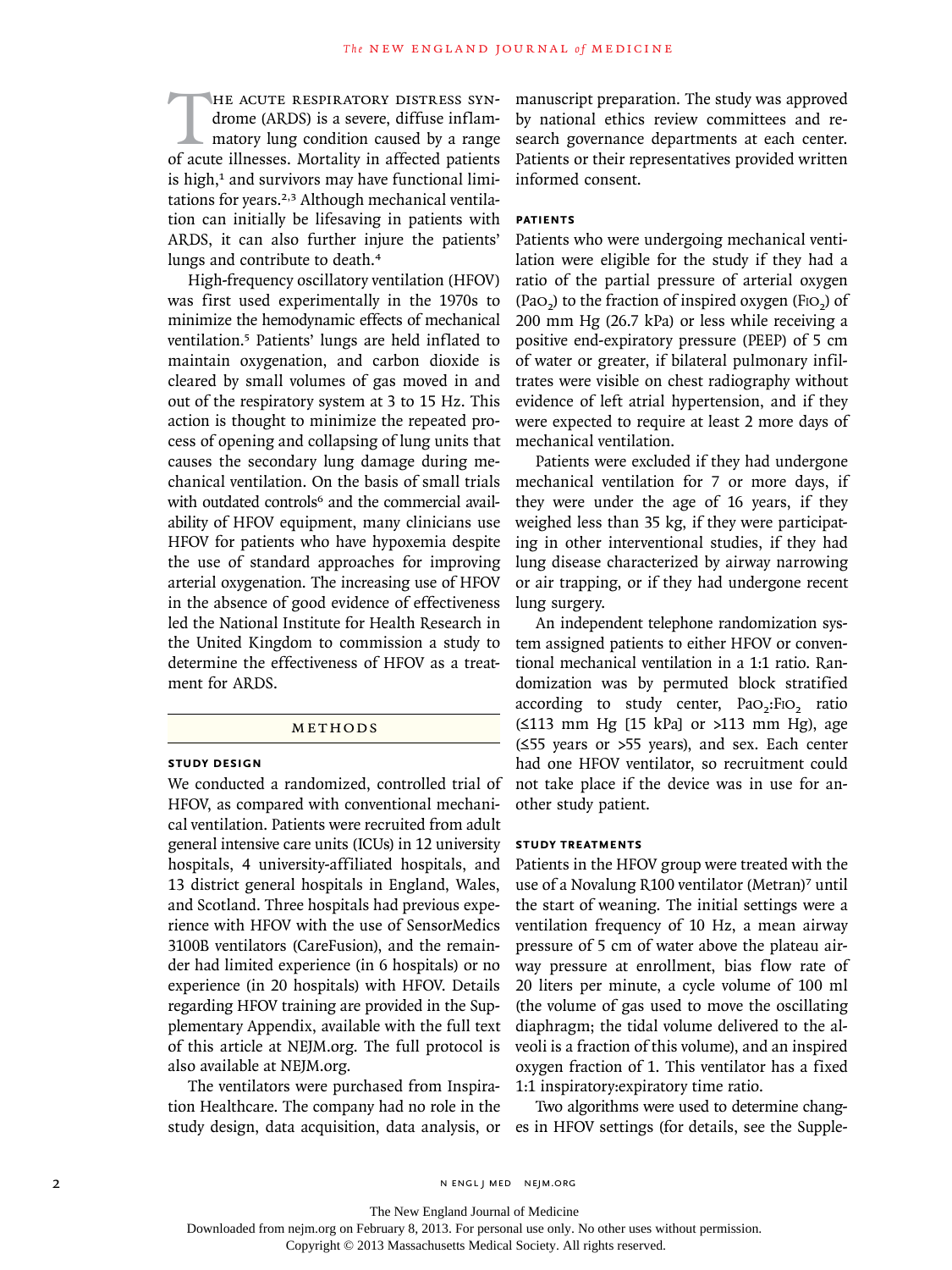The acute respiratory distress syndrome (ARDS) is a severe, diffuse inflammatory lung condition caused by a range of acute illnesses. Mortality in affected patients is high,[1] and survivors may have functional limitations for years.[2,3] Although mechanical ventilation can initially be lifesaving in patients with ARDS, it can also further injure the patients' lungs and contribute to death.[4]

High-frequency oscillatory ventilation (HFOV) was first used experimentally in the 1970s to minimize the hemodynamic effects of mechanical ventilation.[5] Patients' lungs are held inflated to maintain oxygenation, and carbon dioxide is cleared by small volumes of gas moved in and out of the respiratory system at 3 to 15 Hz. This action is thought to minimize the repeated process of opening and collapsing of lung units that causes the secondary lung damage during mechanical ventilation. On the basis of small trials with outdated controls[6] and the commercial availability of HFOV equipment, many clinicians use HFOV for patients who have hypoxemia despite the use of standard approaches for improving arterial oxygenation. The increasing use of HFOV in the absence of good evidence of effectiveness led the National Institute for Health Research in the United Kingdom to commission a study to determine the effectiveness of HFOV as a treatment for ARDS.

## Methods

### Study Design

We conducted a randomized, controlled trial of HFOV, as compared with conventional mechanical ventilation. Patients were recruited from adult general intensive care units (ICUs) in 12 university hospitals, 4 university-affiliated hospitals, and 13 district general hospitals in England, Wales, and Scotland. Three hospitals had previous experience with HFOV with the use of SensorMedics 3100B ventilators (CareFusion), and the remainder had limited experience (in 6 hospitals) or no experience (in 20 hospitals) with HFOV. Details regarding HFOV training are provided in the Supplementary Appendix, available with the full text of this article at NEJM.org. The full protocol is also available at NEJM.org.

The ventilators were purchased from Inspiration Healthcare. The company had no role in the study design, data acquisition, data analysis, or manuscript preparation. The study was approved by national ethics review committees and research governance departments at each center. Patients or their representatives provided written informed consent.

### Patients

Patients who were undergoing mechanical ventilation were eligible for the study if they had a ratio of the partial pressure of arterial oxygen ($PaO_2$) to the fraction of inspired oxygen ($FIO_2$) of 200 mm Hg (26.7 kPa) or less while receiving a positive end-expiratory pressure (PEEP) of 5 cm of water or greater, if bilateral pulmonary infiltrates were visible on chest radiography without evidence of left atrial hypertension, and if they were expected to require at least 2 more days of mechanical ventilation.

Patients were excluded if they had undergone mechanical ventilation for 7 or more days, if they were under the age of 16 years, if they weighed less than 35 kg, if they were participating in other interventional studies, if they had lung disease characterized by airway narrowing or air trapping, or if they had undergone recent lung surgery.

An independent telephone randomization system assigned patients to either HFOV or conventional mechanical ventilation in a 1:1 ratio. Randomization was by permuted block stratified according to study center, $PaO_2$:$FIO_2$ ratio (≤113 mm Hg [15 kPa] or >113 mm Hg), age (≤55 years or >55 years), and sex. Each center had one HFOV ventilator, so recruitment could not take place if the device was in use for another study patient.

### Study Treatments

Patients in the HFOV group were treated with the use of a Novalung R100 ventilator (Metran)[7] until the start of weaning. The initial settings were a ventilation frequency of 10 Hz, a mean airway pressure of 5 cm of water above the plateau airway pressure at enrollment, bias flow rate of 20 liters per minute, a cycle volume of 100 ml (the volume of gas used to move the oscillating diaphragm; the tidal volume delivered to the alveoli is a fraction of this volume), and an inspired oxygen fraction of 1. This ventilator has a fixed 1:1 inspiratory:expiratory time ratio.

Two algorithms were used to determine changes in HFOV settings (for details, see the Supple-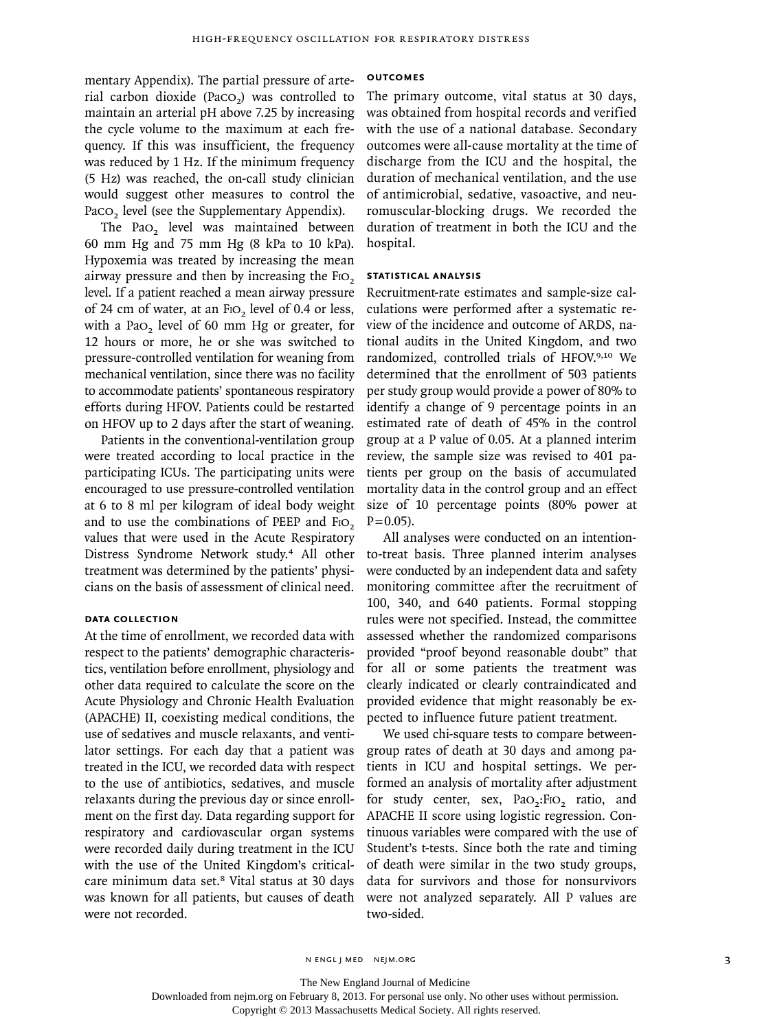mentary Appendix). The partial pressure of arterial carbon dioxide ($Pa_{CO_2}$) was controlled to maintain an arterial pH above 7.25 by increasing the cycle volume to the maximum at each frequency. If this was insufficient, the frequency was reduced by 1 Hz. If the minimum frequency (5 Hz) was reached, the on-call study clinician would suggest other measures to control the $Pa_{CO_2}$ level (see the Supplementary Appendix).

The $Pa_{O_2}$ level was maintained between 60 mm Hg and 75 mm Hg (8 kPa to 10 kPa). Hypoxemia was treated by increasing the mean airway pressure and then by increasing the $FI_{O_2}$ level. If a patient reached a mean airway pressure of 24 cm of water, at an $FI_{O_2}$ level of 0.4 or less, with a $Pa_{O_2}$ level of 60 mm Hg or greater, for 12 hours or more, he or she was switched to pressure-controlled ventilation for weaning from mechanical ventilation, since there was no facility to accommodate patients' spontaneous respiratory efforts during HFOV. Patients could be restarted on HFOV up to 2 days after the start of weaning.

Patients in the conventional-ventilation group were treated according to local practice in the participating ICUs. The participating units were encouraged to use pressure-controlled ventilation at 6 to 8 ml per kilogram of ideal body weight and to use the combinations of PEEP and $FI_{O_2}$ values that were used in the Acute Respiratory Distress Syndrome Network study.[4] All other treatment was determined by the patients' physicians on the basis of assessment of clinical need.

### DATA COLLECTION

At the time of enrollment, we recorded data with respect to the patients' demographic characteristics, ventilation before enrollment, physiology and other data required to calculate the score on the Acute Physiology and Chronic Health Evaluation (APACHE) II, coexisting medical conditions, the use of sedatives and muscle relaxants, and ventilator settings. For each day that a patient was treated in the ICU, we recorded data with respect to the use of antibiotics, sedatives, and muscle relaxants during the previous day or since enrollment on the first day. Data regarding support for respiratory and cardiovascular organ systems were recorded daily during treatment in the ICU with the use of the United Kingdom's critical-care minimum data set.[8] Vital status at 30 days was known for all patients, but causes of death were not recorded.

### OUTCOMES

The primary outcome, vital status at 30 days, was obtained from hospital records and verified with the use of a national database. Secondary outcomes were all-cause mortality at the time of discharge from the ICU and the hospital, the duration of mechanical ventilation, and the use of antimicrobial, sedative, vasoactive, and neuromuscular-blocking drugs. We recorded the duration of treatment in both the ICU and the hospital.

### STATISTICAL ANALYSIS

Recruitment-rate estimates and sample-size calculations were performed after a systematic review of the incidence and outcome of ARDS, national audits in the United Kingdom, and two randomized, controlled trials of HFOV.[9,10] We determined that the enrollment of 503 patients per study group would provide a power of 80% to identify a change of 9 percentage points in an estimated rate of death of 45% in the control group at a P value of 0.05. At a planned interim review, the sample size was revised to 401 patients per group on the basis of accumulated mortality data in the control group and an effect size of 10 percentage points (80% power at $P=0.05$).

All analyses were conducted on an intention-to-treat basis. Three planned interim analyses were conducted by an independent data and safety monitoring committee after the recruitment of 100, 340, and 640 patients. Formal stopping rules were not specified. Instead, the committee assessed whether the randomized comparisons provided "proof beyond reasonable doubt" that for all or some patients the treatment was clearly indicated or clearly contraindicated and provided evidence that might reasonably be expected to influence future patient treatment.

We used chi-square tests to compare between-group rates of death at 30 days and among patients in ICU and hospital settings. We performed an analysis of mortality after adjustment for study center, sex, $Pa_{O_2}$:$FI_{O_2}$ ratio, and APACHE II score using logistic regression. Continuous variables were compared with the use of Student's t-tests. Since both the rate and timing of death were similar in the two study groups, data for survivors and those for nonsurvivors were not analyzed separately. All P values are two-sided.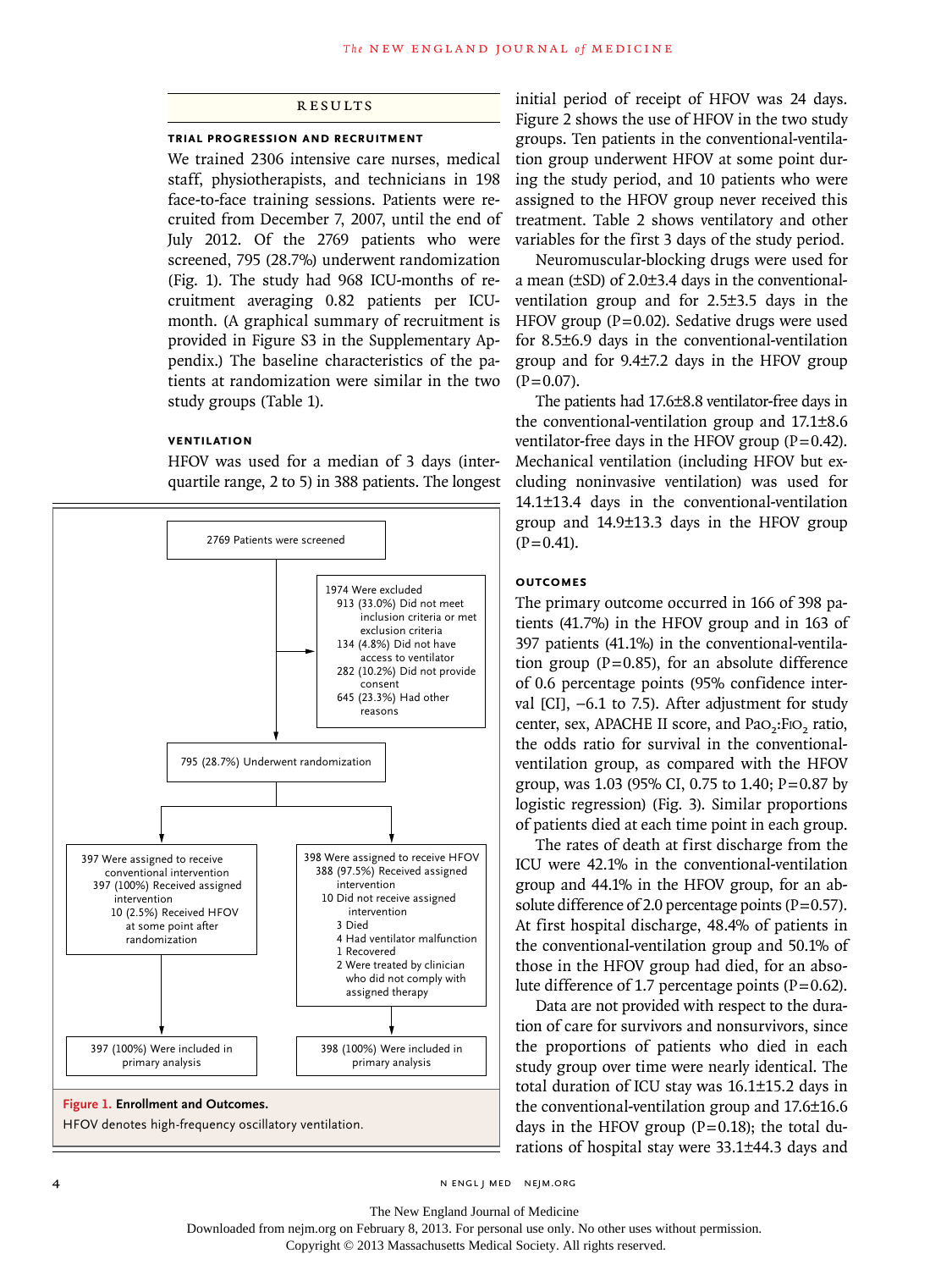## RESULTS

### TRIAL PROGRESSION AND RECRUITMENT

We trained 2306 intensive care nurses, medical staff, physiotherapists, and technicians in 198 face-to-face training sessions. Patients were recruited from December 7, 2007, until the end of July 2012. Of the 2769 patients who were screened, 795 (28.7%) underwent randomization (Fig. 1). The study had 968 ICU-months of recruitment averaging 0.82 patients per ICU-month. (A graphical summary of recruitment is provided in Figure S3 in the Supplementary Appendix.) The baseline characteristics of the patients at randomization were similar in the two study groups (Table 1).

### VENTILATION

HFOV was used for a median of 3 days (interquartile range, 2 to 5) in 388 patients. The longest initial period of receipt of HFOV was 24 days. Figure 2 shows the use of HFOV in the two study groups. Ten patients in the conventional-ventilation group underwent HFOV at some point during the study period, and 10 patients who were assigned to the HFOV group never received this treatment. Table 2 shows ventilatory and other variables for the first 3 days of the study period.

Neuromuscular-blocking drugs were used for a mean (±SD) of 2.0±3.4 days in the conventional-ventilation group and for 2.5±3.5 days in the HFOV group (P=0.02). Sedative drugs were used for 8.5±6.9 days in the conventional-ventilation group and for 9.4±7.2 days in the HFOV group (P=0.07).

The patients had 17.6±8.8 ventilator-free days in the conventional-ventilation group and 17.1±8.6 ventilator-free days in the HFOV group (P=0.42). Mechanical ventilation (including HFOV but excluding noninvasive ventilation) was used for 14.1±13.4 days in the conventional-ventilation group and 14.9±13.3 days in the HFOV group (P=0.41).

2769 Patients were screened

1974 Were excluded
- 913 (33.0%) Did not meet inclusion criteria or met exclusion criteria
- 134 (4.8%) Did not have access to ventilator
- 282 (10.2%) Did not provide consent
- 645 (23.3%) Had other reasons

795 (28.7%) Underwent randomization

397 Were assigned to receive conventional intervention
- 397 (100%) Received assigned intervention
- 10 (2.5%) Received HFOV at some point after randomization

398 Were assigned to receive HFOV
- 388 (97.5%) Received assigned intervention
- 10 Did not receive assigned intervention
  - 3 Died
  - 4 Had ventilator malfunction
  - 1 Recovered
  - 2 Were treated by clinician who did not comply with assigned therapy

397 (100%) Were included in primary analysis

398 (100%) Were included in primary analysis

**Figure 1. Enrollment and Outcomes.**

HFOV denotes high-frequency oscillatory ventilation.

### OUTCOMES

The primary outcome occurred in 166 of 398 patients (41.7%) in the HFOV group and in 163 of 397 patients (41.1%) in the conventional-ventilation group (P=0.85), for an absolute difference of 0.6 percentage points (95% confidence interval [CI], −6.1 to 7.5). After adjustment for study center, sex, APACHE II score, and $Pa_{O_2}$:$F_{IO_2}$ ratio, the odds ratio for survival in the conventional-ventilation group, as compared with the HFOV group, was 1.03 (95% CI, 0.75 to 1.40; P=0.87 by logistic regression) (Fig. 3). Similar proportions of patients died at each time point in each group.

The rates of death at first discharge from the ICU were 42.1% in the conventional-ventilation group and 44.1% in the HFOV group, for an absolute difference of 2.0 percentage points (P=0.57). At first hospital discharge, 48.4% of patients in the conventional-ventilation group and 50.1% of those in the HFOV group had died, for an absolute difference of 1.7 percentage points (P=0.62).

Data are not provided with respect to the duration of care for survivors and nonsurvivors, since the proportions of patients who died in each study group over time were nearly identical. The total duration of ICU stay was 16.1±15.2 days in the conventional-ventilation group and 17.6±16.6 days in the HFOV group (P=0.18); the total durations of hospital stay were 33.1±44.3 days and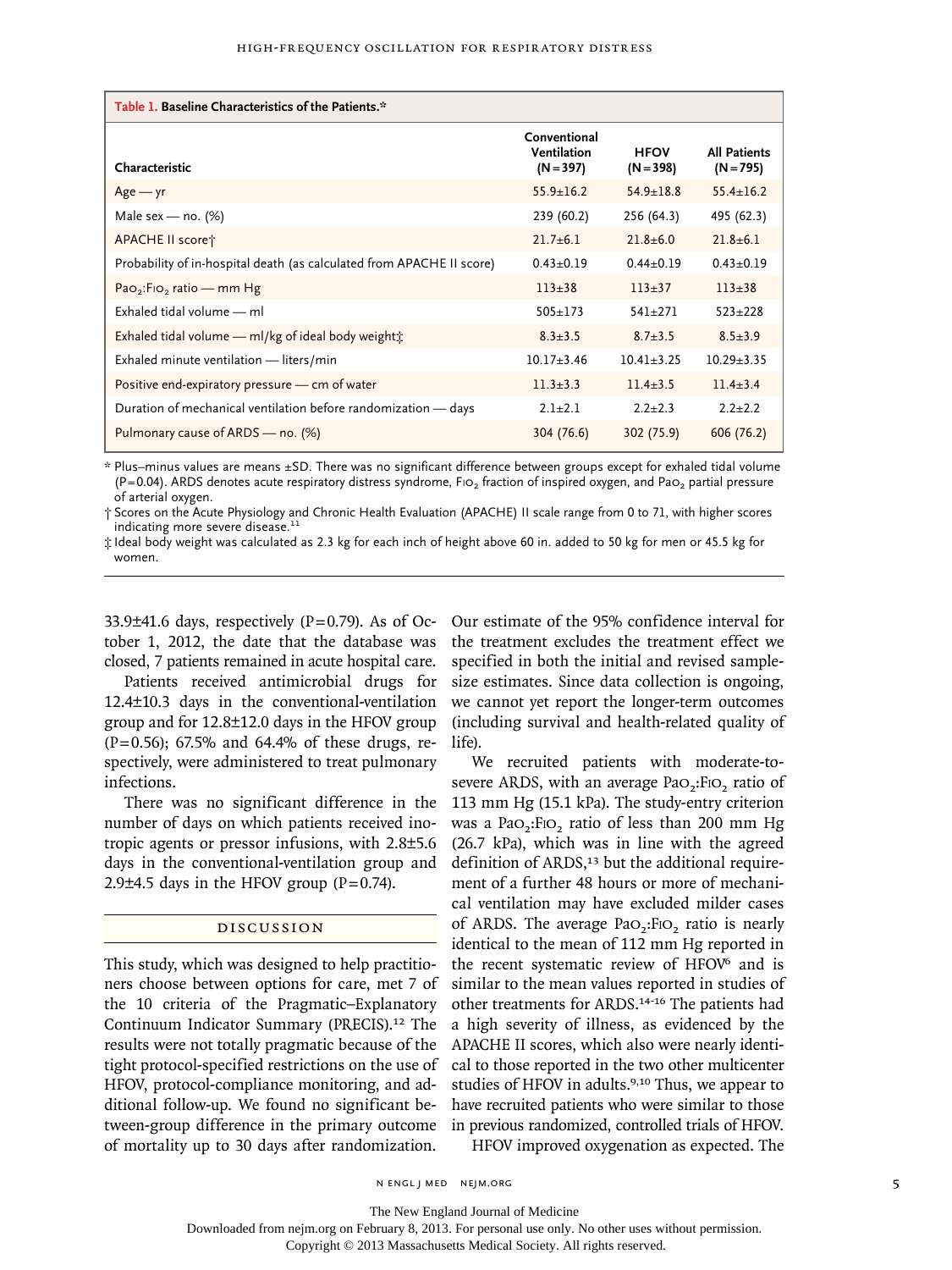**Table 1. Baseline Characteristics of the Patients.***

| Characteristic | Conventional Ventilation (N=397) | HFOV (N=398) | All Patients (N=795) |
|---|---|---|---|
| Age — yr | 55.9±16.2 | 54.9±18.8 | 55.4±16.2 |
| Male sex — no. (%) | 239 (60.2) | 256 (64.3) | 495 (62.3) |
| APACHE II score† | 21.7±6.1 | 21.8±6.0 | 21.8±6.1 |
| Probability of in-hospital death (as calculated from APACHE II score) | 0.43±0.19 | 0.44±0.19 | 0.43±0.19 |
| $Pa_{O_2}$:$F_{IO_2}$ ratio — mm Hg | 113±38 | 113±37 | 113±38 |
| Exhaled tidal volume — ml | 505±173 | 541±271 | 523±228 |
| Exhaled tidal volume — ml/kg of ideal body weight‡ | 8.3±3.5 | 8.7±3.5 | 8.5±3.9 |
| Exhaled minute ventilation — liters/min | 10.17±3.46 | 10.41±3.25 | 10.29±3.35 |
| Positive end-expiratory pressure — cm of water | 11.3±3.3 | 11.4±3.5 | 11.4±3.4 |
| Duration of mechanical ventilation before randomization — days | 2.1±2.1 | 2.2±2.3 | 2.2±2.2 |
| Pulmonary cause of ARDS — no. (%) | 304 (76.6) | 302 (75.9) | 606 (76.2) |

\* Plus–minus values are means ±SD. There was no significant difference between groups except for exhaled tidal volume (P=0.04). ARDS denotes acute respiratory distress syndrome, $F_{IO_2}$ fraction of inspired oxygen, and $Pa_{O_2}$ partial pressure of arterial oxygen.

† Scores on the Acute Physiology and Chronic Health Evaluation (APACHE) II scale range from 0 to 71, with higher scores indicating more severe disease.[11]

‡ Ideal body weight was calculated as 2.3 kg for each inch of height above 60 in. added to 50 kg for men or 45.5 kg for women.

33.9±41.6 days, respectively (P=0.79). As of October 1, 2012, the date that the database was closed, 7 patients remained in acute hospital care.

Patients received antimicrobial drugs for 12.4±10.3 days in the conventional-ventilation group and for 12.8±12.0 days in the HFOV group (P=0.56); 67.5% and 64.4% of these drugs, respectively, were administered to treat pulmonary infections.

There was no significant difference in the number of days on which patients received inotropic agents or pressor infusions, with 2.8±5.6 days in the conventional-ventilation group and 2.9±4.5 days in the HFOV group (P=0.74).

## DISCUSSION

This study, which was designed to help practitioners choose between options for care, met 7 of the 10 criteria of the Pragmatic–Explanatory Continuum Indicator Summary (PRECIS).[12] The results were not totally pragmatic because of the tight protocol-specified restrictions on the use of HFOV, protocol-compliance monitoring, and additional follow-up. We found no significant between-group difference in the primary outcome of mortality up to 30 days after randomization. Our estimate of the 95% confidence interval for the treatment excludes the treatment effect we specified in both the initial and revised sample-size estimates. Since data collection is ongoing, we cannot yet report the longer-term outcomes (including survival and health-related quality of life).

We recruited patients with moderate-to-severe ARDS, with an average $Pa_{O_2}$:$F_{IO_2}$ ratio of 113 mm Hg (15.1 kPa). The study-entry criterion was a $Pa_{O_2}$:$F_{IO_2}$ ratio of less than 200 mm Hg (26.7 kPa), which was in line with the agreed definition of ARDS,[13] but the additional requirement of a further 48 hours or more of mechanical ventilation may have excluded milder cases of ARDS. The average $Pa_{O_2}$:$F_{IO_2}$ ratio is nearly identical to the mean of 112 mm Hg reported in the recent systematic review of HFOV[6] and is similar to the mean values reported in studies of other treatments for ARDS.[14-16] The patients had a high severity of illness, as evidenced by the APACHE II scores, which also were nearly identical to those reported in the two other multicenter studies of HFOV in adults.[9,10] Thus, we appear to have recruited patients who were similar to those in previous randomized, controlled trials of HFOV.

HFOV improved oxygenation as expected. The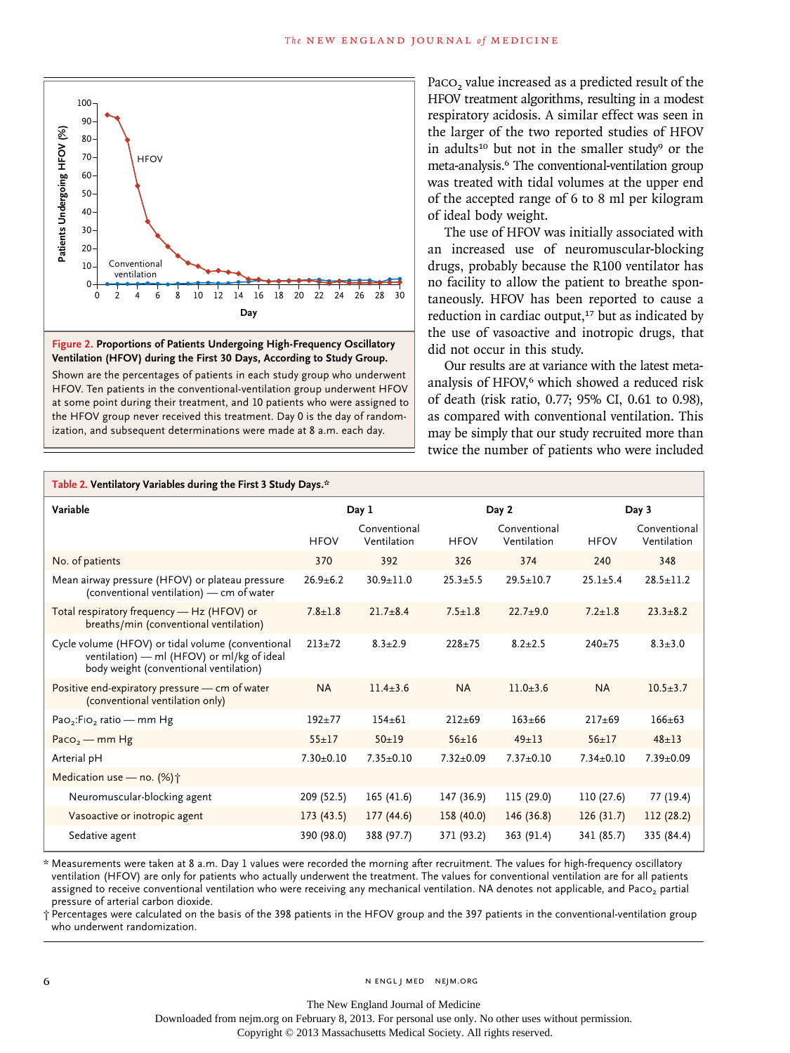Figure 2. Proportions of Patients Undergoing High-Frequency Oscillatory Ventilation (HFOV) during the First 30 Days, According to Study Group.

Shown are the percentages of patients in each study group who underwent HFOV. Ten patients in the conventional-ventilation group underwent HFOV at some point during their treatment, and 10 patients who were assigned to the HFOV group never received this treatment. Day 0 is the day of randomization, and subsequent determinations were made at 8 a.m. each day.

$Pa_{CO_2}$ value increased as a predicted result of the HFOV treatment algorithms, resulting in a modest respiratory acidosis. A similar effect was seen in the larger of the two reported studies of HFOV in adults[10] but not in the smaller study[9] or the meta-analysis.[6] The conventional-ventilation group was treated with tidal volumes at the upper end of the accepted range of 6 to 8 ml per kilogram of ideal body weight.

The use of HFOV was initially associated with an increased use of neuromuscular-blocking drugs, probably because the R100 ventilator has no facility to allow the patient to breathe spontaneously. HFOV has been reported to cause a reduction in cardiac output,[17] but as indicated by the use of vasoactive and inotropic drugs, that did not occur in this study.

Our results are at variance with the latest meta-analysis of HFOV,[6] which showed a reduced risk of death (risk ratio, 0.77; 95% CI, 0.61 to 0.98), as compared with conventional ventilation. This may be simply that our study recruited more than twice the number of patients who were included

**Table 2. Ventilatory Variables during the First 3 Study Days.***

| Variable | Day 1 | | Day 2 | | Day 3 | |
|---|---|---|---|---|---|---|
| | HFOV | Conventional Ventilation | HFOV | Conventional Ventilation | HFOV | Conventional Ventilation |
| No. of patients | 370 | 392 | 326 | 374 | 240 | 348 |
| Mean airway pressure (HFOV) or plateau pressure (conventional ventilation) — cm of water | 26.9±6.2 | 30.9±11.0 | 25.3±5.5 | 29.5±10.7 | 25.1±5.4 | 28.5±11.2 |
| Total respiratory frequency — Hz (HFOV) or breaths/min (conventional ventilation) | 7.8±1.8 | 21.7±8.4 | 7.5±1.8 | 22.7±9.0 | 7.2±1.8 | 23.3±8.2 |
| Cycle volume (HFOV) or tidal volume (conventional ventilation) — ml (HFOV) or ml/kg of ideal body weight (conventional ventilation) | 213±72 | 8.3±2.9 | 228±75 | 8.2±2.5 | 240±75 | 8.3±3.0 |
| Positive end-expiratory pressure — cm of water (conventional ventilation only) | NA | 11.4±3.6 | NA | 11.0±3.6 | NA | 10.5±3.7 |
| $Pa_{O_2}$:$F_{IO_2}$ ratio — mm Hg | 192±77 | 154±61 | 212±69 | 163±66 | 217±69 | 166±63 |
| $Pa_{CO_2}$ — mm Hg | 55±17 | 50±19 | 56±16 | 49±13 | 56±17 | 48±13 |
| Arterial pH | 7.30±0.10 | 7.35±0.10 | 7.32±0.09 | 7.37±0.10 | 7.34±0.10 | 7.39±0.09 |
| Medication use — no. (%)† | | | | | | |
| Neuromuscular-blocking agent | 209 (52.5) | 165 (41.6) | 147 (36.9) | 115 (29.0) | 110 (27.6) | 77 (19.4) |
| Vasoactive or inotropic agent | 173 (43.5) | 177 (44.6) | 158 (40.0) | 146 (36.8) | 126 (31.7) | 112 (28.2) |
| Sedative agent | 390 (98.0) | 388 (97.7) | 371 (93.2) | 363 (91.4) | 341 (85.7) | 335 (84.4) |

\* Measurements were taken at 8 a.m. Day 1 values were recorded the morning after recruitment. The values for high-frequency oscillatory ventilation (HFOV) are only for patients who actually underwent the treatment. The values for conventional ventilation are for all patients assigned to receive conventional ventilation who were receiving any mechanical ventilation. NA denotes not applicable, and $Pa_{CO_2}$ partial pressure of arterial carbon dioxide.

† Percentages were calculated on the basis of the 398 patients in the HFOV group and the 397 patients in the conventional-ventilation group who underwent randomization.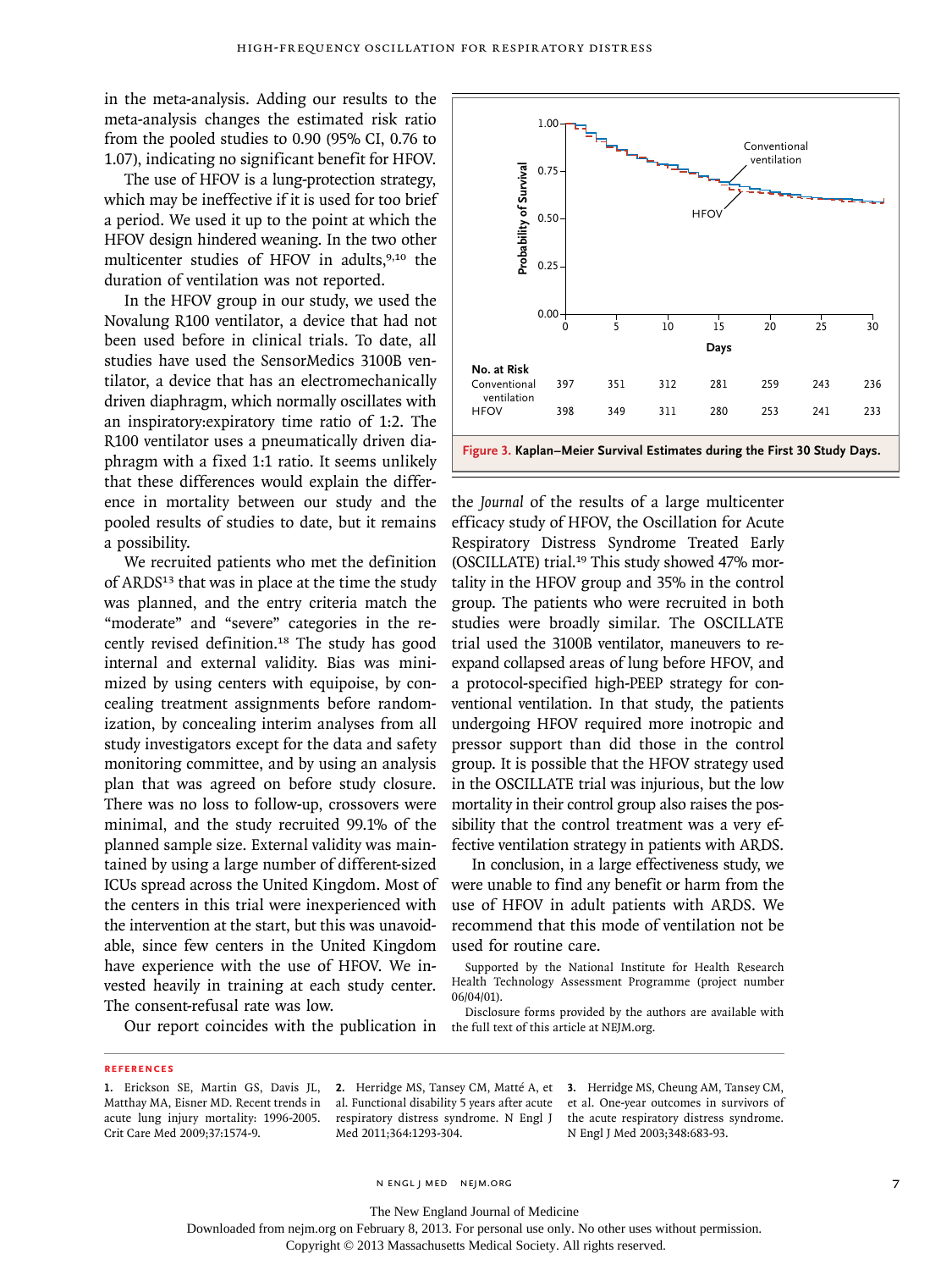in the meta-analysis. Adding our results to the meta-analysis changes the estimated risk ratio from the pooled studies to 0.90 (95% CI, 0.76 to 1.07), indicating no significant benefit for HFOV.

The use of HFOV is a lung-protection strategy, which may be ineffective if it is used for too brief a period. We used it up to the point at which the HFOV design hindered weaning. In the two other multicenter studies of HFOV in adults,[9,10] the duration of ventilation was not reported.

In the HFOV group in our study, we used the Novalung R100 ventilator, a device that had not been used before in clinical trials. To date, all studies have used the SensorMedics 3100B ventilator, a device that has an electromechanically driven diaphragm, which normally oscillates with an inspiratory:expiratory time ratio of 1:2. The R100 ventilator uses a pneumatically driven diaphragm with a fixed 1:1 ratio. It seems unlikely that these differences would explain the difference in mortality between our study and the pooled results of studies to date, but it remains a possibility.

We recruited patients who met the definition of ARDS[13] that was in place at the time the study was planned, and the entry criteria match the "moderate" and "severe" categories in the recently revised definition.[18] The study has good internal and external validity. Bias was minimized by using centers with equipoise, by concealing treatment assignments before randomization, by concealing interim analyses from all study investigators except for the data and safety monitoring committee, and by using an analysis plan that was agreed on before study closure. There was no loss to follow-up, crossovers were minimal, and the study recruited 99.1% of the planned sample size. External validity was maintained by using a large number of different-sized ICUs spread across the United Kingdom. Most of the centers in this trial were inexperienced with the intervention at the start, but this was unavoidable, since few centers in the United Kingdom have experience with the use of HFOV. We invested heavily in training at each study center. The consent-refusal rate was low.

| No. at Risk | 0 | 5 | 10 | 15 | 20 | 25 | 30 |
|---|---|---|---|---|---|---|---|
| Conventional ventilation | 397 | 351 | 312 | 281 | 259 | 243 | 236 |
| HFOV | 398 | 349 | 311 | 280 | 253 | 241 | 233 |

**Figure 3. Kaplan–Meier Survival Estimates during the First 30 Study Days.**

Our report coincides with the publication in the *Journal* of the results of a large multicenter efficacy study of HFOV, the Oscillation for Acute Respiratory Distress Syndrome Treated Early (OSCILLATE) trial.[19] This study showed 47% mortality in the HFOV group and 35% in the control group. The patients who were recruited in both studies were broadly similar. The OSCILLATE trial used the 3100B ventilator, maneuvers to reexpand collapsed areas of lung before HFOV, and a protocol-specified high-PEEP strategy for conventional ventilation. In that study, the patients undergoing HFOV required more inotropic and pressor support than did those in the control group. It is possible that the HFOV strategy used in the OSCILLATE trial was injurious, but the low mortality in their control group also raises the possibility that the control treatment was a very effective ventilation strategy in patients with ARDS.

In conclusion, in a large effectiveness study, we were unable to find any benefit or harm from the use of HFOV in adult patients with ARDS. We recommend that this mode of ventilation not be used for routine care.

Supported by the National Institute for Health Research Health Technology Assessment Programme (project number 06/04/01).

Disclosure forms provided by the authors are available with the full text of this article at NEJM.org.

## References

1. Erickson SE, Martin GS, Davis JL, Matthay MA, Eisner MD. Recent trends in acute lung injury mortality: 1996-2005. Crit Care Med 2009;37:1574-9.
2. Herridge MS, Tansey CM, Matté A, et al. Functional disability 5 years after acute respiratory distress syndrome. N Engl J Med 2011;364:1293-304.
3. Herridge MS, Cheung AM, Tansey CM, et al. One-year outcomes in survivors of the acute respiratory distress syndrome. N Engl J Med 2003;348:683-93.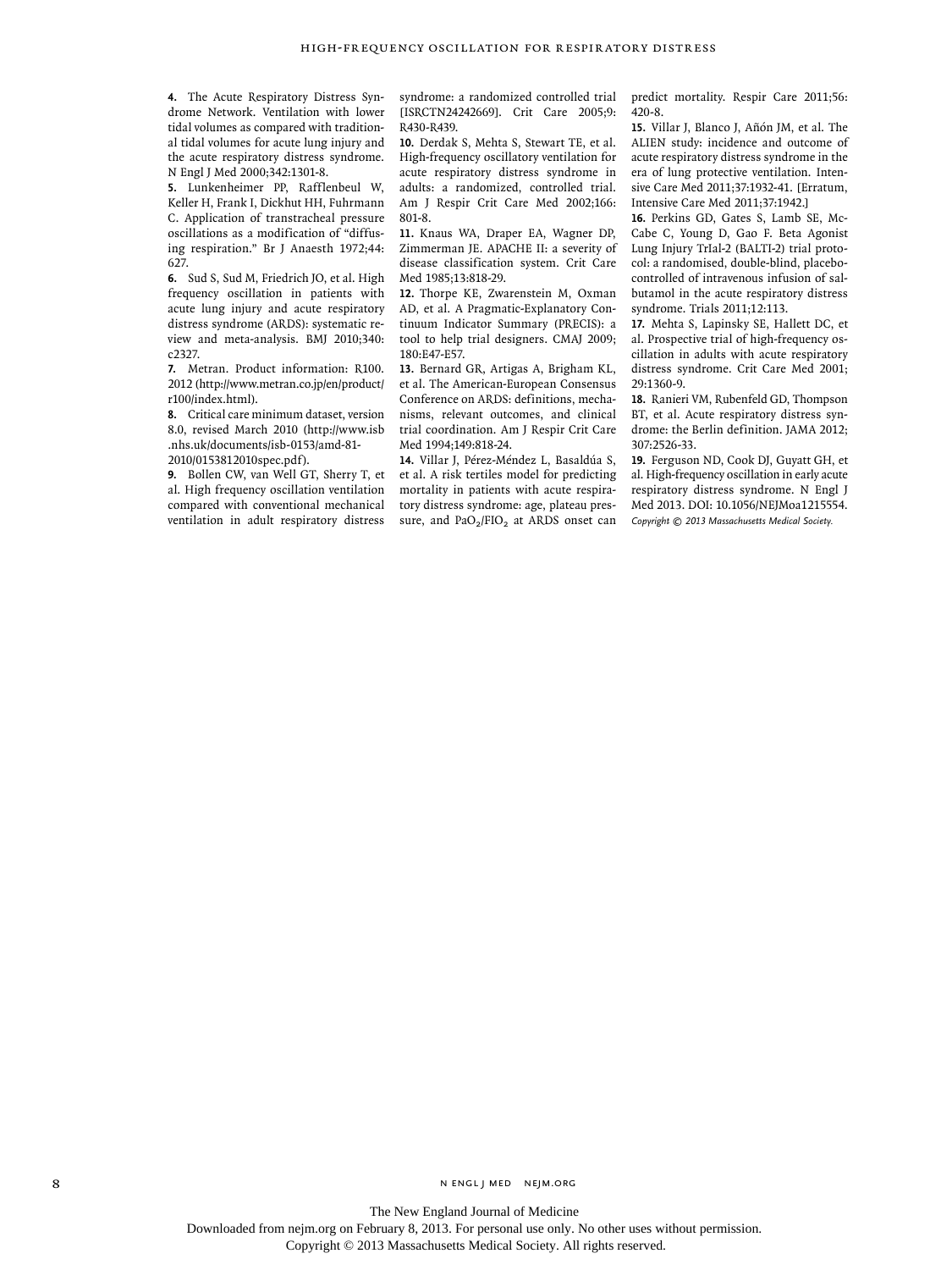4. The Acute Respiratory Distress Syndrome Network. Ventilation with lower tidal volumes as compared with traditional tidal volumes for acute lung injury and the acute respiratory distress syndrome. N Engl J Med 2000;342:1301-8.

5. Lunkenheimer PP, Rafflenbeul W, Keller H, Frank I, Dickhut HH, Fuhrmann C. Application of transtracheal pressure oscillations as a modification of "diffusing respiration." Br J Anaesth 1972;44:627.

6. Sud S, Sud M, Friedrich JO, et al. High frequency oscillation in patients with acute lung injury and acute respiratory distress syndrome (ARDS): systematic review and meta-analysis. BMJ 2010;340:c2327.

7. Metran. Product information: R100. 2012 (http://www.metran.co.jp/en/product/r100/index.html).

8. Critical care minimum dataset, version 8.0, revised March 2010 (http://www.isb.nhs.uk/documents/isb-0153/amd-81-2010/0153812010spec.pdf).

9. Bollen CW, van Well GT, Sherry T, et al. High frequency oscillation ventilation compared with conventional mechanical ventilation in adult respiratory distress syndrome: a randomized controlled trial [ISRCTN24242669]. Crit Care 2005;9:R430-R439.

10. Derdak S, Mehta S, Stewart TE, et al. High-frequency oscillatory ventilation for acute respiratory distress syndrome in adults: a randomized, controlled trial. Am J Respir Crit Care Med 2002;166:801-8.

11. Knaus WA, Draper EA, Wagner DP, Zimmerman JE. APACHE II: a severity of disease classification system. Crit Care Med 1985;13:818-29.

12. Thorpe KE, Zwarenstein M, Oxman AD, et al. A Pragmatic-Explanatory Continuum Indicator Summary (PRECIS): a tool to help trial designers. CMAJ 2009;180:E47-E57.

13. Bernard GR, Artigas A, Brigham KL, et al. The American-European Consensus Conference on ARDS: definitions, mechanisms, relevant outcomes, and clinical trial coordination. Am J Respir Crit Care Med 1994;149:818-24.

14. Villar J, Pérez-Méndez L, Basaldúa S, et al. A risk tertiles model for predicting mortality in patients with acute respiratory distress syndrome: age, plateau pressure, and $PaO_2/FIO_2$ at ARDS onset can predict mortality. Respir Care 2011;56:420-8.

15. Villar J, Blanco J, Añón JM, et al. The ALIEN study: incidence and outcome of acute respiratory distress syndrome in the era of lung protective ventilation. Intensive Care Med 2011;37:1932-41. [Erratum, Intensive Care Med 2011;37:1942.]

16. Perkins GD, Gates S, Lamb SE, McCabe C, Young D, Gao F. Beta Agonist Lung Injury TrIal-2 (BALTI-2) trial protocol: a randomised, double-blind, placebo-controlled of intravenous infusion of salbutamol in the acute respiratory distress syndrome. Trials 2011;12:113.

17. Mehta S, Lapinsky SE, Hallett DC, et al. Prospective trial of high-frequency oscillation in adults with acute respiratory distress syndrome. Crit Care Med 2001;29:1360-9.

18. Ranieri VM, Rubenfeld GD, Thompson BT, et al. Acute respiratory distress syndrome: the Berlin definition. JAMA 2012;307:2526-33.

19. Ferguson ND, Cook DJ, Guyatt GH, et al. High-frequency oscillation in early acute respiratory distress syndrome. N Engl J Med 2013. DOI: 10.1056/NEJMoa1215554.

*Copyright © 2013 Massachusetts Medical Society.*